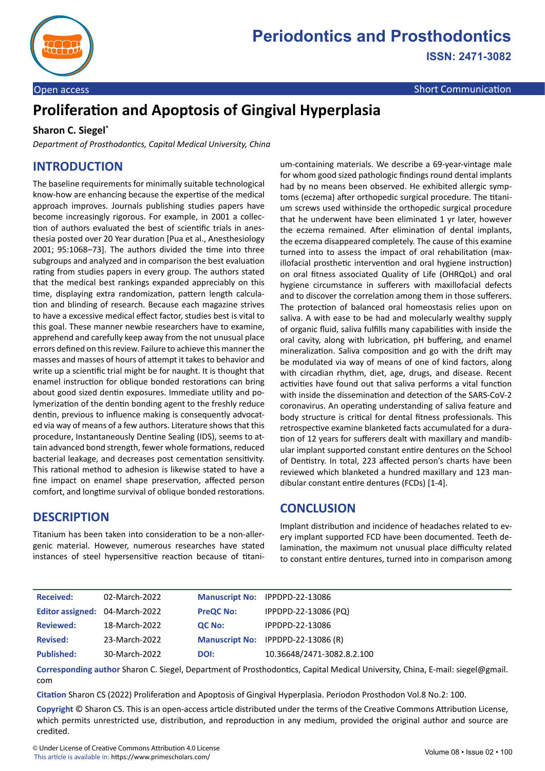Open access

Short Communication

# Proliferation and Apoptosis of Gingival Hyperplasia

**Sharon C. Siegel***

*Department of Prosthodontics, Capital Medical University, China*

## INTRODUCTION

The baseline requirements for minimally suitable technological know-how are enhancing because the expertise of the medical approach improves. Journals publishing studies papers have become increasingly rigorous. For example, in 2001 a collection of authors evaluated the best of scientific trials in anesthesia posted over 20 Year duration [Pua et al., Anesthesiology 2001; 95:1068–73]. The authors divided the time into three subgroups and analyzed and in comparison the best evaluation rating from studies papers in every group. The authors stated that the medical best rankings expanded appreciably on this time, displaying extra randomization, pattern length calculation and blinding of research. Because each magazine strives to have a excessive medical effect factor, studies best is vital to this goal. These manner newbie researchers have to examine, apprehend and carefully keep away from the not unusual place errors defined on this review. Failure to achieve this manner the masses and masses of hours of attempt it takes to behavior and write up a scientific trial might be for naught. It is thought that enamel instruction for oblique bonded restorations can bring about good sized dentin exposures. Immediate utility and polymerization of the dentin bonding agent to the freshly reduce dentin, previous to influence making is consequently advocated via way of means of a few authors. Literature shows that this procedure, Instantaneously Dentine Sealing (IDS), seems to attain advanced bond strength, fewer whole formations, reduced bacterial leakage, and decreases post cementation sensitivity. This rational method to adhesion is likewise stated to have a fine impact on enamel shape preservation, affected person comfort, and longtime survival of oblique bonded restorations.

## DESCRIPTION

Titanium has been taken into consideration to be a non-allergenic material. However, numerous researches have stated instances of steel hypersensitive reaction because of titanium-containing materials. We describe a 69-year-vintage male for whom good sized pathologic findings round dental implants had by no means been observed. He exhibited allergic symptoms (eczema) after orthopedic surgical procedure. The titanium screws used withinside the orthopedic surgical procedure that he underwent have been eliminated 1 yr later, however the eczema remained. After elimination of dental implants, the eczema disappeared completely. The cause of this examine turned into to assess the impact of oral rehabilitation (maxillofacial prosthetic intervention and oral hygiene instruction) on oral fitness associated Quality of Life (OHRQoL) and oral hygiene circumstance in sufferers with maxillofacial defects and to discover the correlation among them in those sufferers. The protection of balanced oral homeostasis relies upon on saliva. A with ease to be had and molecularly wealthy supply of organic fluid, saliva fulfills many capabilities with inside the oral cavity, along with lubrication, pH buffering, and enamel mineralization. Saliva composition and go with the drift may be modulated via way of means of one of kind factors, along with circadian rhythm, diet, age, drugs, and disease. Recent activities have found out that saliva performs a vital function with inside the dissemination and detection of the SARS-CoV-2 coronavirus. An operating understanding of saliva feature and body structure is critical for dental fitness professionals. This retrospective examine blanketed facts accumulated for a duration of 12 years for sufferers dealt with maxillary and mandibular implant supported constant entire dentures on the School of Dentistry. In total, 223 affected person's charts have been reviewed which blanketed a hundred maxillary and 123 mandibular constant entire dentures (FCDs) [1-4].

## CONCLUSION

Implant distribution and incidence of headaches related to every implant supported FCD have been documented. Teeth delamination, the maximum not unusual place difficulty related to constant entire dentures, turned into in comparison among

| | | | |
|---|---|---|---|
| **Received:** | 02-March-2022 | **Manuscript No:** | IPPDPD-22-13086 |
| **Editor assigned:** | 04-March-2022 | **PreQC No:** | IPPDPD-22-13086 (PQ) |
| **Reviewed:** | 18-March-2022 | **QC No:** | IPPDPD-22-13086 |
| **Revised:** | 23-March-2022 | **Manuscript No:** | IPPDPD-22-13086 (R) |
| **Published:** | 30-March-2022 | **DOI:** | 10.36648/2471-3082.8.2.100 |

**Corresponding author** Sharon C. Siegel, Department of Prosthodontics, Capital Medical University, China, E-mail: siegel@gmail.com

**Citation** Sharon CS (2022) Proliferation and Apoptosis of Gingival Hyperplasia. Periodon Prosthodon Vol.8 No.2: 100.

**Copyright** © Sharon CS. This is an open-access article distributed under the terms of the Creative Commons Attribution License, which permits unrestricted use, distribution, and reproduction in any medium, provided the original author and source are credited.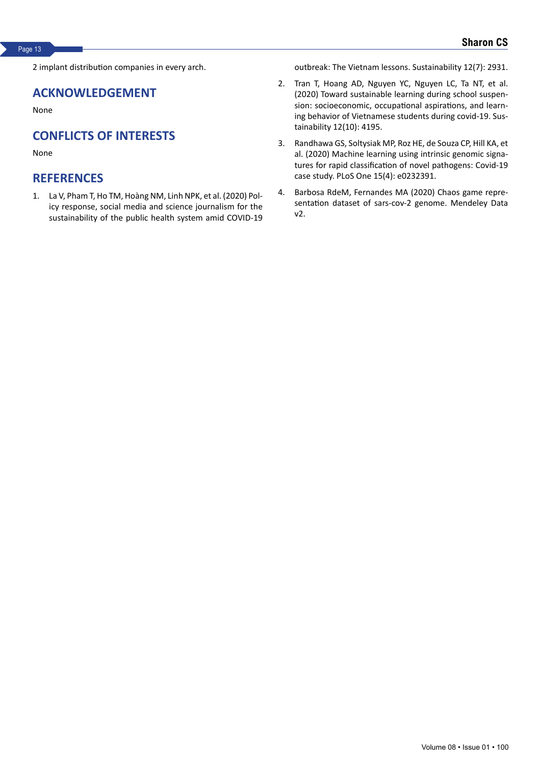2 implant distribution companies in every arch.

## ACKNOWLEDGEMENT

None

## CONFLICTS OF INTERESTS

None

## REFERENCES

1. La V, Pham T, Ho TM, Hoàng NM, Linh NPK, et al. (2020) Policy response, social media and science journalism for the sustainability of the public health system amid COVID-19 outbreak: The Vietnam lessons. Sustainability 12(7): 2931.
2. Tran T, Hoang AD, Nguyen YC, Nguyen LC, Ta NT, et al. (2020) Toward sustainable learning during school suspension: socioeconomic, occupational aspirations, and learning behavior of Vietnamese students during covid-19. Sustainability 12(10): 4195.
3. Randhawa GS, Soltysiak MP, Roz HE, de Souza CP, Hill KA, et al. (2020) Machine learning using intrinsic genomic signatures for rapid classification of novel pathogens: Covid-19 case study. PLoS One 15(4): e0232391.
4. Barbosa RdeM, Fernandes MA (2020) Chaos game representation dataset of sars-cov-2 genome. Mendeley Data v2.